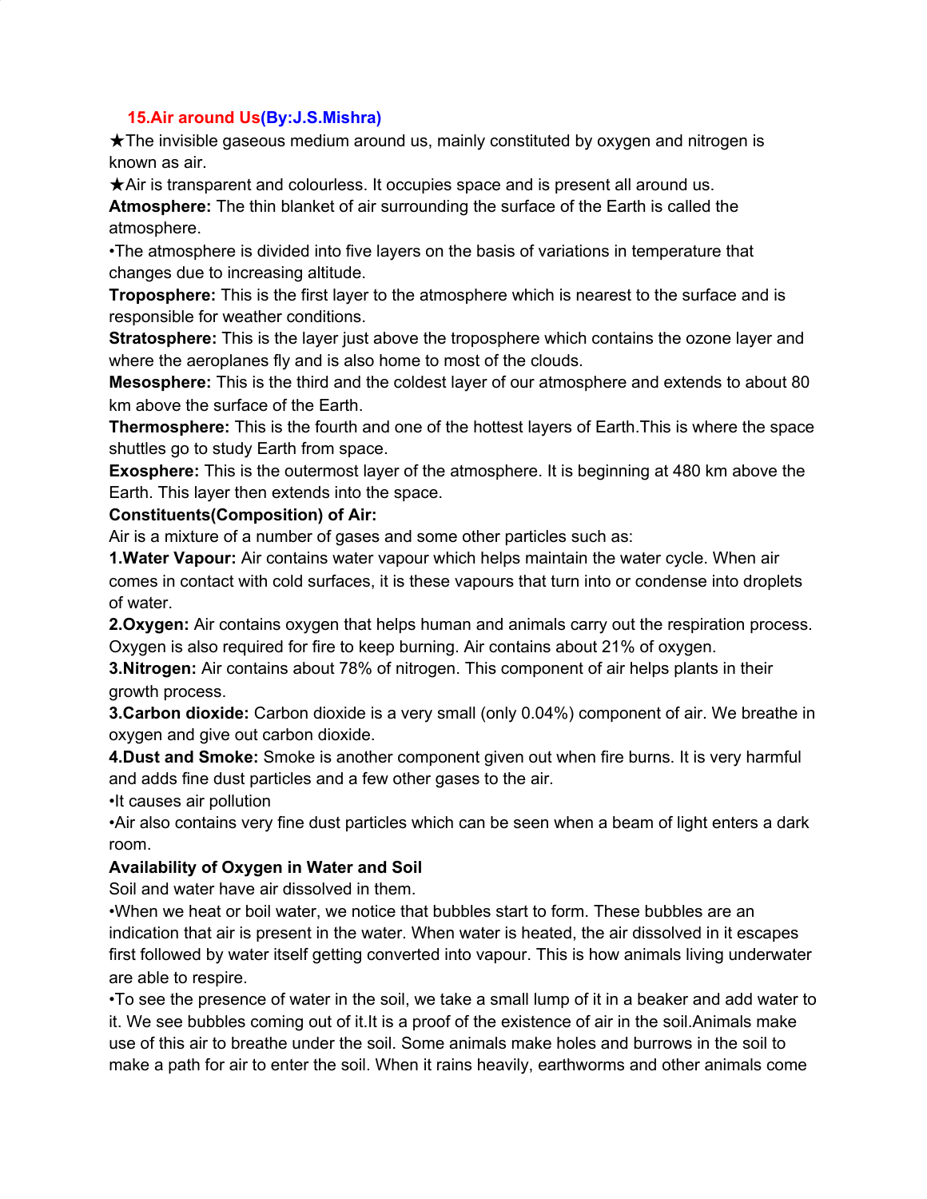## 15.Air around Us(By:J.S.Mishra)

★The invisible gaseous medium around us, mainly constituted by oxygen and nitrogen is known as air.

★Air is transparent and colourless. It occupies space and is present all around us.

**Atmosphere:** The thin blanket of air surrounding the surface of the Earth is called the atmosphere.

•The atmosphere is divided into five layers on the basis of variations in temperature that changes due to increasing altitude.

**Troposphere:** This is the first layer to the atmosphere which is nearest to the surface and is responsible for weather conditions.

**Stratosphere:** This is the layer just above the troposphere which contains the ozone layer and where the aeroplanes fly and is also home to most of the clouds.

**Mesosphere:** This is the third and the coldest layer of our atmosphere and extends to about 80 km above the surface of the Earth.

**Thermosphere:** This is the fourth and one of the hottest layers of Earth.This is where the space shuttles go to study Earth from space.

**Exosphere:** This is the outermost layer of the atmosphere. It is beginning at 480 km above the Earth. This layer then extends into the space.

**Constituents(Composition) of Air:**

Air is a mixture of a number of gases and some other particles such as:

**1.Water Vapour:** Air contains water vapour which helps maintain the water cycle. When air comes in contact with cold surfaces, it is these vapours that turn into or condense into droplets of water.

**2.Oxygen:** Air contains oxygen that helps human and animals carry out the respiration process. Oxygen is also required for fire to keep burning. Air contains about 21% of oxygen.

**3.Nitrogen:** Air contains about 78% of nitrogen. This component of air helps plants in their growth process.

**3.Carbon dioxide:** Carbon dioxide is a very small (only 0.04%) component of air. We breathe in oxygen and give out carbon dioxide.

**4.Dust and Smoke:** Smoke is another component given out when fire burns. It is very harmful and adds fine dust particles and a few other gases to the air.

•It causes air pollution

•Air also contains very fine dust particles which can be seen when a beam of light enters a dark room.

**Availability of Oxygen in Water and Soil**

Soil and water have air dissolved in them.

•When we heat or boil water, we notice that bubbles start to form. These bubbles are an indication that air is present in the water. When water is heated, the air dissolved in it escapes first followed by water itself getting converted into vapour. This is how animals living underwater are able to respire.

•To see the presence of water in the soil, we take a small lump of it in a beaker and add water to it. We see bubbles coming out of it.It is a proof of the existence of air in the soil.Animals make use of this air to breathe under the soil. Some animals make holes and burrows in the soil to make a path for air to enter the soil. When it rains heavily, earthworms and other animals come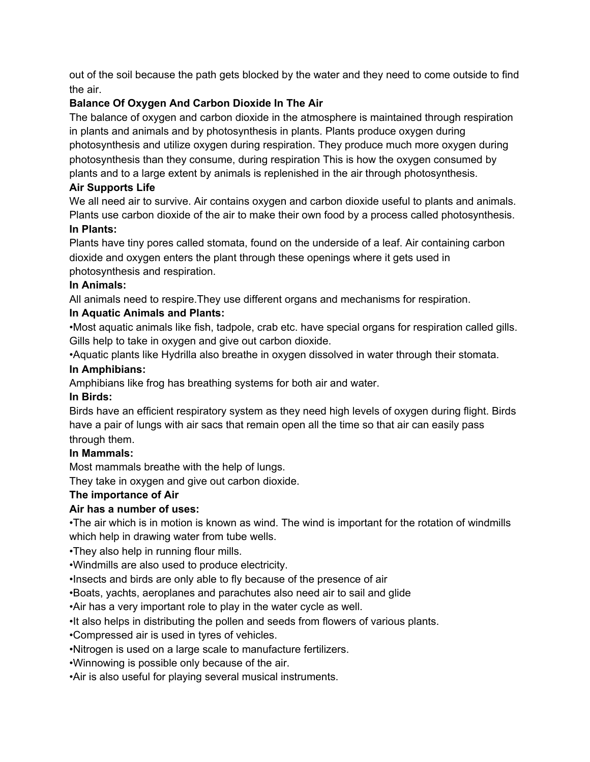out of the soil because the path gets blocked by the water and they need to come outside to find the air.

**Balance Of Oxygen And Carbon Dioxide In The Air**

The balance of oxygen and carbon dioxide in the atmosphere is maintained through respiration in plants and animals and by photosynthesis in plants. Plants produce oxygen during photosynthesis and utilize oxygen during respiration. They produce much more oxygen during photosynthesis than they consume, during respiration This is how the oxygen consumed by plants and to a large extent by animals is replenished in the air through photosynthesis.

**Air Supports Life**

We all need air to survive. Air contains oxygen and carbon dioxide useful to plants and animals. Plants use carbon dioxide of the air to make their own food by a process called photosynthesis.

**In Plants:**

Plants have tiny pores called stomata, found on the underside of a leaf. Air containing carbon dioxide and oxygen enters the plant through these openings where it gets used in photosynthesis and respiration.

**In Animals:**

All animals need to respire.They use different organs and mechanisms for respiration.

**In Aquatic Animals and Plants:**

- Most aquatic animals like fish, tadpole, crab etc. have special organs for respiration called gills. Gills help to take in oxygen and give out carbon dioxide.
- Aquatic plants like Hydrilla also breathe in oxygen dissolved in water through their stomata.

**In Amphibians:**

Amphibians like frog has breathing systems for both air and water.

**In Birds:**

Birds have an efficient respiratory system as they need high levels of oxygen during flight. Birds have a pair of lungs with air sacs that remain open all the time so that air can easily pass through them.

**In Mammals:**

Most mammals breathe with the help of lungs.
They take in oxygen and give out carbon dioxide.

**The importance of Air**

**Air has a number of uses:**

- The air which is in motion is known as wind. The wind is important for the rotation of windmills which help in drawing water from tube wells.
- They also help in running flour mills.
- Windmills are also used to produce electricity.
- Insects and birds are only able to fly because of the presence of air
- Boats, yachts, aeroplanes and parachutes also need air to sail and glide
- Air has a very important role to play in the water cycle as well.
- It also helps in distributing the pollen and seeds from flowers of various plants.
- Compressed air is used in tyres of vehicles.
- Nitrogen is used on a large scale to manufacture fertilizers.
- Winnowing is possible only because of the air.
- Air is also useful for playing several musical instruments.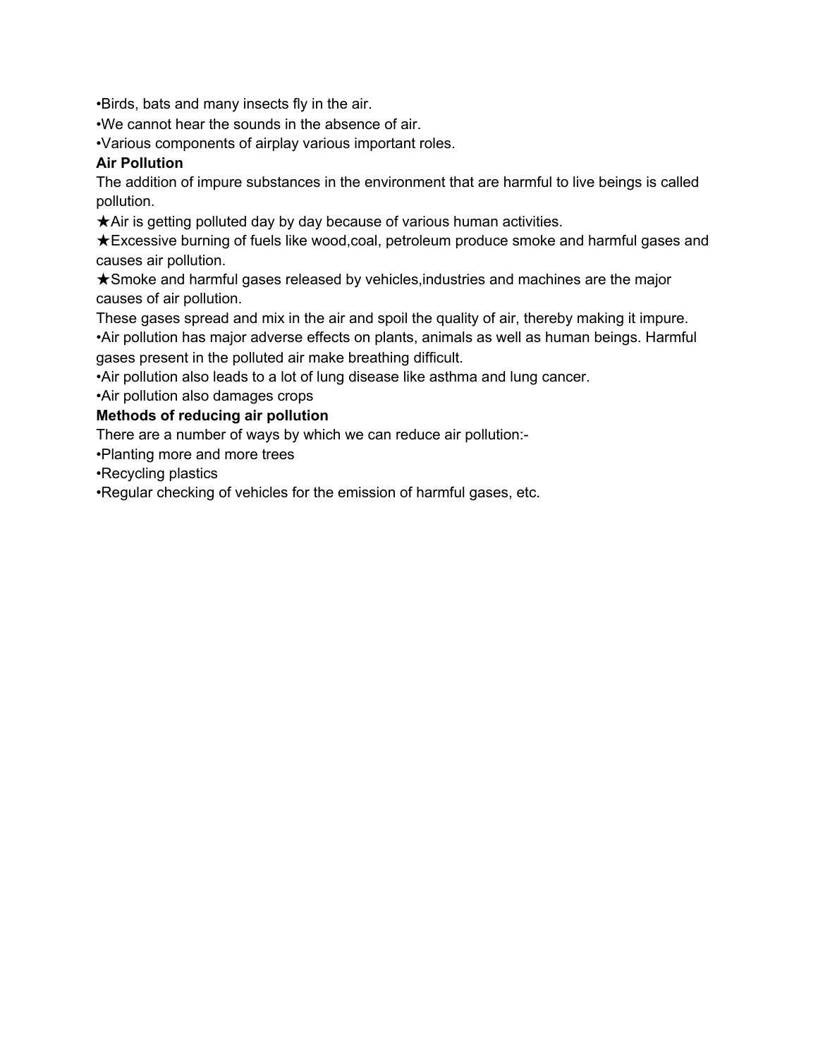•Birds, bats and many insects fly in the air.

•We cannot hear the sounds in the absence of air.

•Various components of airplay various important roles.

**Air Pollution**

The addition of impure substances in the environment that are harmful to live beings is called pollution.

★Air is getting polluted day by day because of various human activities.

★Excessive burning of fuels like wood,coal, petroleum produce smoke and harmful gases and causes air pollution.

★Smoke and harmful gases released by vehicles,industries and machines are the major causes of air pollution.

These gases spread and mix in the air and spoil the quality of air, thereby making it impure.

•Air pollution has major adverse effects on plants, animals as well as human beings. Harmful gases present in the polluted air make breathing difficult.

•Air pollution also leads to a lot of lung disease like asthma and lung cancer.

•Air pollution also damages crops

**Methods of reducing air pollution**

There are a number of ways by which we can reduce air pollution:-

•Planting more and more trees

•Recycling plastics

•Regular checking of vehicles for the emission of harmful gases, etc.